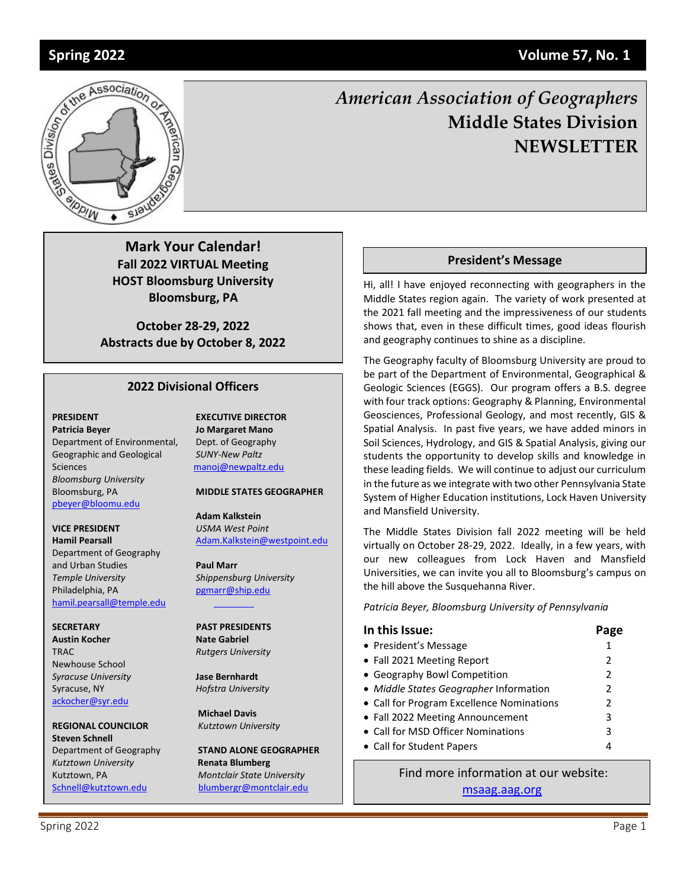# American Association of Geographers
## Middle States Division
## NEWSLETTER

**Spring 2022** — **Volume 57, No. 1**

### Mark Your Calendar!

**Fall 2022 VIRTUAL Meeting**
**HOST Bloomsburg University**
**Bloomsburg, PA**

**October 28-29, 2022**
**Abstracts due by October 8, 2022**

### 2022 Divisional Officers

**PRESIDENT**
**Patricia Beyer**
Department of Environmental, Geographic and Geological Sciences
*Bloomsburg University*
Bloomsburg, PA
pbeyer@bloomu.edu

**VICE PRESIDENT**
**Hamil Pearsall**
Department of Geography and Urban Studies
*Temple University*
Philadelphia, PA
hamil.pearsall@temple.edu

**SECRETARY**
**Austin Kocher**
TRAC
Newhouse School
*Syracuse University*
Syracuse, NY
ackocher@syr.edu

**REGIONAL COUNCILOR**
**Steven Schnell**
Department of Geography
*Kutztown University*
Kutztown, PA
Schnell@kutztown.edu

**EXECUTIVE DIRECTOR**
**Jo Margaret Mano**
Dept. of Geography
*SUNY-New Paltz*
manoj@newpaltz.edu

**MIDDLE STATES GEOGRAPHER**

**Adam Kalkstein**
*USMA West Point*
Adam.Kalkstein@westpoint.edu

**Paul Marr**
*Shippensburg University*
pgmarr@ship.edu

**PAST PRESIDENTS**
**Nate Gabriel**
*Rutgers University*

**Jase Bernhardt**
*Hofstra University*

**Michael Davis**
*Kutztown University*

**STAND ALONE GEOGRAPHER**
**Renata Blumberg**
*Montclair State University*
blumbergr@montclair.edu

### President's Message

Hi, all! I have enjoyed reconnecting with geographers in the Middle States region again. The variety of work presented at the 2021 fall meeting and the impressiveness of our students shows that, even in these difficult times, good ideas flourish and geography continues to shine as a discipline.

The Geography faculty of Bloomsburg University are proud to be part of the Department of Environmental, Geographical & Geologic Sciences (EGGS). Our program offers a B.S. degree with four track options: Geography & Planning, Environmental Geosciences, Professional Geology, and most recently, GIS & Spatial Analysis. In past five years, we have added minors in Soil Sciences, Hydrology, and GIS & Spatial Analysis, giving our students the opportunity to develop skills and knowledge in these leading fields. We will continue to adjust our curriculum in the future as we integrate with two other Pennsylvania State System of Higher Education institutions, Lock Haven University and Mansfield University.

The Middle States Division fall 2022 meeting will be held virtually on October 28-29, 2022. Ideally, in a few years, with our new colleagues from Lock Haven and Mansfield Universities, we can invite you all to Bloomsburg's campus on the hill above the Susquehanna River.

*Patricia Beyer, Bloomsburg University of Pennsylvania*

### In this Issue:

| In this Issue | Page |
|---|---|
| President's Message | 1 |
| Fall 2021 Meeting Report | 2 |
| Geography Bowl Competition | 2 |
| *Middle States Geographer* Information | 2 |
| Call for Program Excellence Nominations | 2 |
| Fall 2022 Meeting Announcement | 3 |
| Call for MSD Officer Nominations | 3 |
| Call for Student Papers | 4 |

Find more information at our website: msaag.aag.org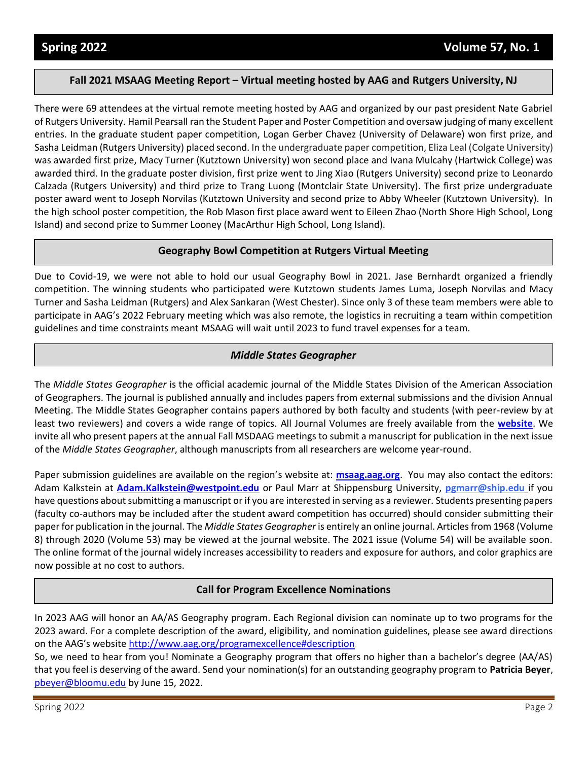## Fall 2021 MSAAG Meeting Report – Virtual meeting hosted by AAG and Rutgers University, NJ

There were 69 attendees at the virtual remote meeting hosted by AAG and organized by our past president Nate Gabriel of Rutgers University. Hamil Pearsall ran the Student Paper and Poster Competition and oversaw judging of many excellent entries. In the graduate student paper competition, Logan Gerber Chavez (University of Delaware) won first prize, and Sasha Leidman (Rutgers University) placed second. In the undergraduate paper competition, Eliza Leal (Colgate University) was awarded first prize, Macy Turner (Kutztown University) won second place and Ivana Mulcahy (Hartwick College) was awarded third. In the graduate poster division, first prize went to Jing Xiao (Rutgers University) second prize to Leonardo Calzada (Rutgers University) and third prize to Trang Luong (Montclair State University). The first prize undergraduate poster award went to Joseph Norvilas (Kutztown University and second prize to Abby Wheeler (Kutztown University). In the high school poster competition, the Rob Mason first place award went to Eileen Zhao (North Shore High School, Long Island) and second prize to Summer Looney (MacArthur High School, Long Island).

## Geography Bowl Competition at Rutgers Virtual Meeting

Due to Covid-19, we were not able to hold our usual Geography Bowl in 2021. Jase Bernhardt organized a friendly competition. The winning students who participated were Kutztown students James Luma, Joseph Norvilas and Macy Turner and Sasha Leidman (Rutgers) and Alex Sankaran (West Chester). Since only 3 of these team members were able to participate in AAG's 2022 February meeting which was also remote, the logistics in recruiting a team within competition guidelines and time constraints meant MSAAG will wait until 2023 to fund travel expenses for a team.

## *Middle States Geographer*

The *Middle States Geographer* is the official academic journal of the Middle States Division of the American Association of Geographers. The journal is published annually and includes papers from external submissions and the division Annual Meeting. The Middle States Geographer contains papers authored by both faculty and students (with peer-review by at least two reviewers) and covers a wide range of topics. All Journal Volumes are freely available from the **website**. We invite all who present papers at the annual Fall MSDAAG meetings to submit a manuscript for publication in the next issue of the *Middle States Geographer*, although manuscripts from all researchers are welcome year-round.

Paper submission guidelines are available on the region's website at: **msaag.aag.org**. You may also contact the editors: Adam Kalkstein at **Adam.Kalkstein@westpoint.edu** or Paul Marr at Shippensburg University, **pgmarr@ship.edu** if you have questions about submitting a manuscript or if you are interested in serving as a reviewer. Students presenting papers (faculty co-authors may be included after the student award competition has occurred) should consider submitting their paper for publication in the journal. The *Middle States Geographer* is entirely an online journal. Articles from 1968 (Volume 8) through 2020 (Volume 53) may be viewed at the journal website. The 2021 issue (Volume 54) will be available soon. The online format of the journal widely increases accessibility to readers and exposure for authors, and color graphics are now possible at no cost to authors.

## Call for Program Excellence Nominations

In 2023 AAG will honor an AA/AS Geography program. Each Regional division can nominate up to two programs for the 2023 award. For a complete description of the award, eligibility, and nomination guidelines, please see award directions on the AAG's website http://www.aag.org/programexcellence#description

So, we need to hear from you! Nominate a Geography program that offers no higher than a bachelor's degree (AA/AS) that you feel is deserving of the award. Send your nomination(s) for an outstanding geography program to **Patricia Beyer**, pbeyer@bloomu.edu by June 15, 2022.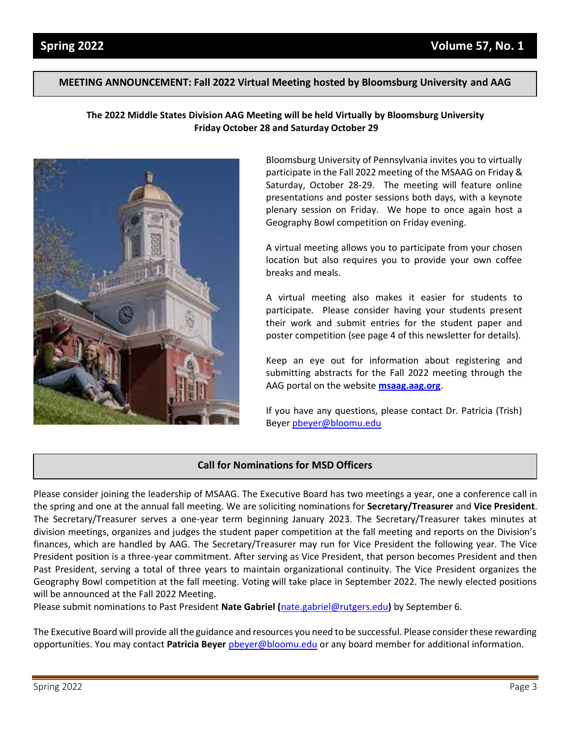## MEETING ANNOUNCEMENT: Fall 2022 Virtual Meeting hosted by Bloomsburg University and AAG

**The 2022 Middle States Division AAG Meeting will be held Virtually by Bloomsburg University Friday October 28 and Saturday October 29**

Bloomsburg University of Pennsylvania invites you to virtually participate in the Fall 2022 meeting of the MSAAG on Friday & Saturday, October 28-29. The meeting will feature online presentations and poster sessions both days, with a keynote plenary session on Friday. We hope to once again host a Geography Bowl competition on Friday evening.

A virtual meeting allows you to participate from your chosen location but also requires you to provide your own coffee breaks and meals.

A virtual meeting also makes it easier for students to participate. Please consider having your students present their work and submit entries for the student paper and poster competition (see page 4 of this newsletter for details).

Keep an eye out for information about registering and submitting abstracts for the Fall 2022 meeting through the AAG portal on the website **msaag.aag.org**.

If you have any questions, please contact Dr. Patricia (Trish) Beyer pbeyer@bloomu.edu

## Call for Nominations for MSD Officers

Please consider joining the leadership of MSAAG. The Executive Board has two meetings a year, one a conference call in the spring and one at the annual fall meeting. We are soliciting nominations for **Secretary/Treasurer** and **Vice President**. The Secretary/Treasurer serves a one-year term beginning January 2023. The Secretary/Treasurer takes minutes at division meetings, organizes and judges the student paper competition at the fall meeting and reports on the Division's finances, which are handled by AAG. The Secretary/Treasurer may run for Vice President the following year. The Vice President position is a three-year commitment. After serving as Vice President, that person becomes President and then Past President, serving a total of three years to maintain organizational continuity. The Vice President organizes the Geography Bowl competition at the fall meeting. Voting will take place in September 2022. The newly elected positions will be announced at the Fall 2022 Meeting.

Please submit nominations to Past President **Nate Gabriel (**nate.gabriel@rutgers.edu**)** by September 6.

The Executive Board will provide all the guidance and resources you need to be successful. Please consider these rewarding opportunities. You may contact **Patricia Beyer** pbeyer@bloomu.edu or any board member for additional information.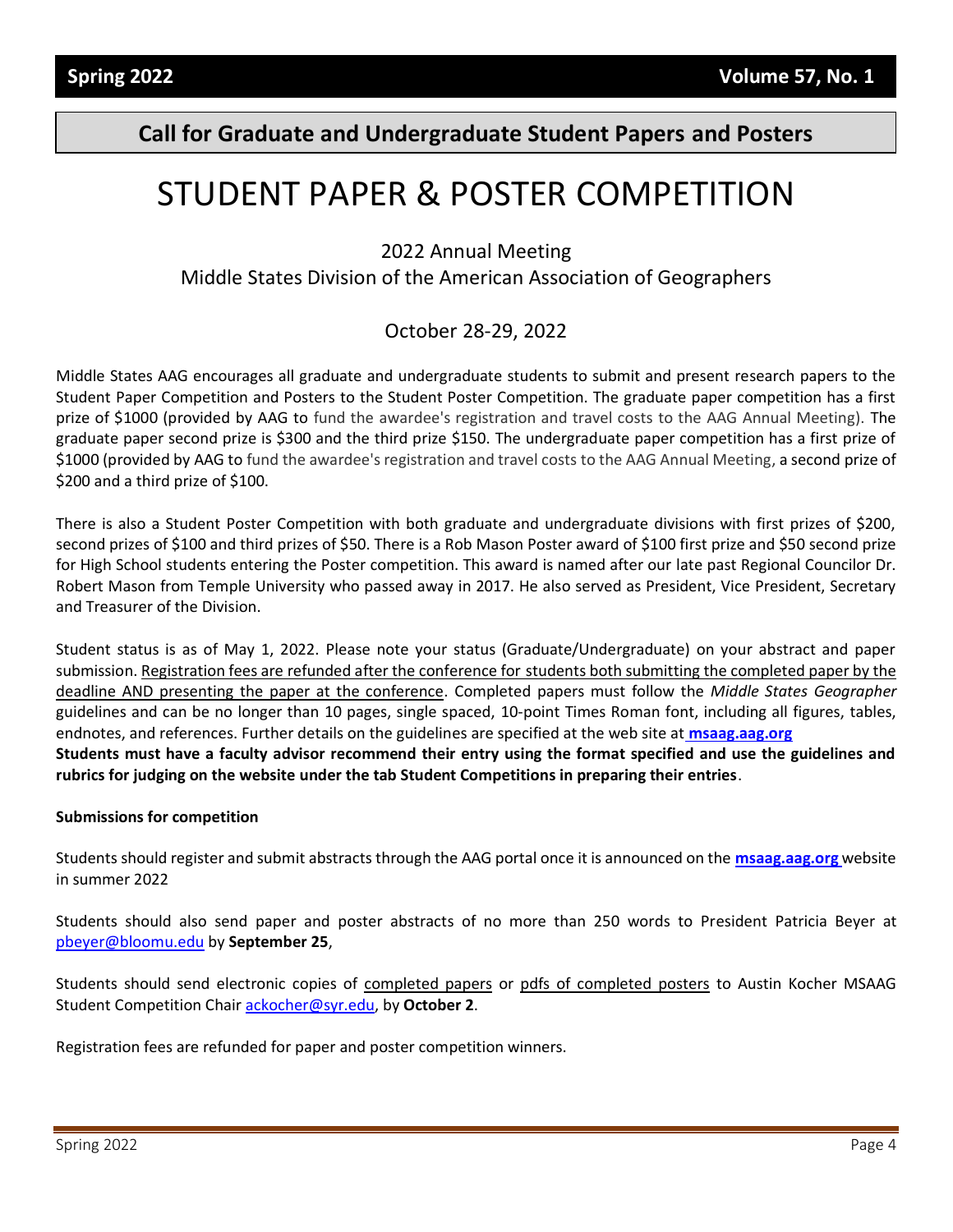## Call for Graduate and Undergraduate Student Papers and Posters

# STUDENT PAPER & POSTER COMPETITION

2022 Annual Meeting

Middle States Division of the American Association of Geographers

October 28-29, 2022

Middle States AAG encourages all graduate and undergraduate students to submit and present research papers to the Student Paper Competition and Posters to the Student Poster Competition. The graduate paper competition has a first prize of $1000 (provided by AAG to fund the awardee's registration and travel costs to the AAG Annual Meeting). The graduate paper second prize is $300 and the third prize $150. The undergraduate paper competition has a first prize of $1000 (provided by AAG to fund the awardee's registration and travel costs to the AAG Annual Meeting, a second prize of $200 and a third prize of $100.

There is also a Student Poster Competition with both graduate and undergraduate divisions with first prizes of $200, second prizes of $100 and third prizes of $50. There is a Rob Mason Poster award of $100 first prize and $50 second prize for High School students entering the Poster competition. This award is named after our late past Regional Councilor Dr. Robert Mason from Temple University who passed away in 2017. He also served as President, Vice President, Secretary and Treasurer of the Division.

Student status is as of May 1, 2022. Please note your status (Graduate/Undergraduate) on your abstract and paper submission. Registration fees are refunded after the conference for students both submitting the completed paper by the deadline AND presenting the paper at the conference. Completed papers must follow the *Middle States Geographer* guidelines and can be no longer than 10 pages, single spaced, 10-point Times Roman font, including all figures, tables, endnotes, and references. Further details on the guidelines are specified at the web site at **msaag.aag.org**

**Students must have a faculty advisor recommend their entry using the format specified and use the guidelines and rubrics for judging on the website under the tab Student Competitions in preparing their entries**.

**Submissions for competition**

Students should register and submit abstracts through the AAG portal once it is announced on the **msaag.aag.org** website in summer 2022

Students should also send paper and poster abstracts of no more than 250 words to President Patricia Beyer at pbeyer@bloomu.edu by **September 25**,

Students should send electronic copies of completed papers or pdfs of completed posters to Austin Kocher MSAAG Student Competition Chair ackocher@syr.edu, by **October 2**.

Registration fees are refunded for paper and poster competition winners.